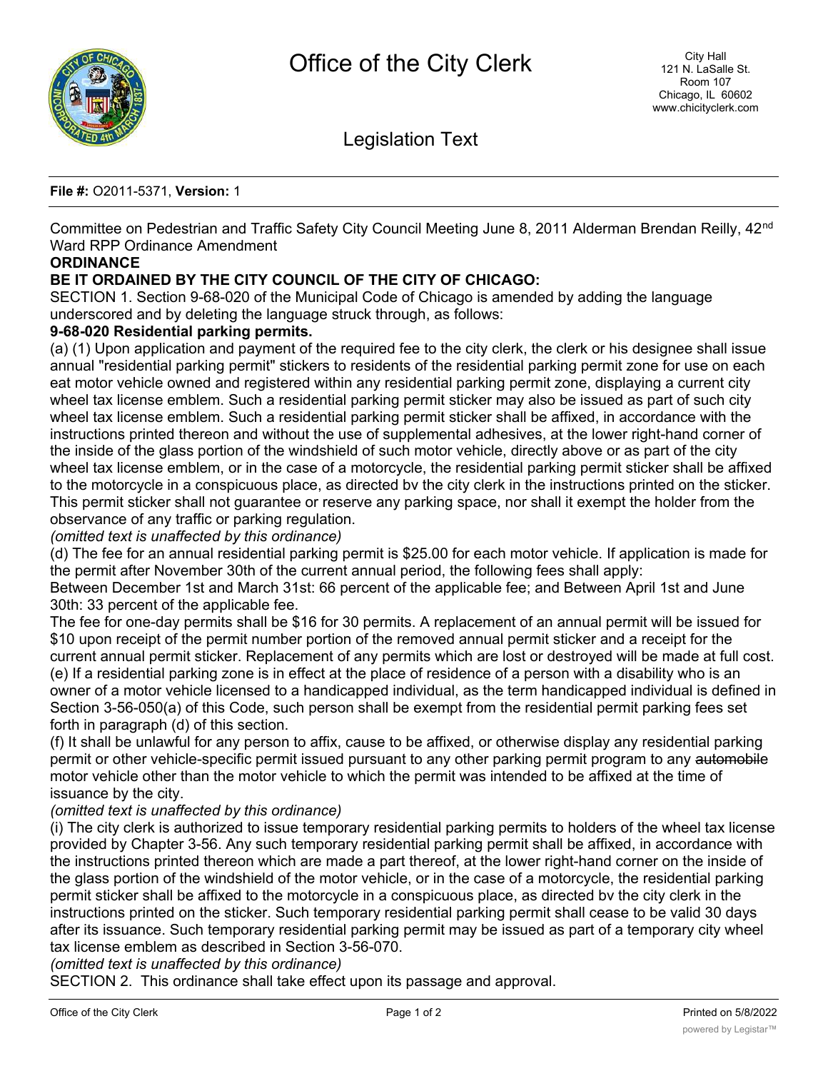# Office of the City Clerk

City Hall
121 N. LaSalle St.
Room 107
Chicago, IL 60602
www.chicityclerk.com

## Legislation Text

**File #:** O2011-5371, **Version:** 1

Committee on Pedestrian and Traffic Safety City Council Meeting June 8, 2011 Alderman Brendan Reilly, 42nd Ward RPP Ordinance Amendment

**ORDINANCE**

**BE IT ORDAINED BY THE CITY COUNCIL OF THE CITY OF CHICAGO:**

SECTION 1. Section 9-68-020 of the Municipal Code of Chicago is amended by adding the language underscored and by deleting the language struck through, as follows:

**9-68-020 Residential parking permits.**

(a) (1) Upon application and payment of the required fee to the city clerk, the clerk or his designee shall issue annual "residential parking permit" stickers to residents of the residential parking permit zone for use on each eat motor vehicle owned and registered within any residential parking permit zone, displaying a current city wheel tax license emblem. Such a residential parking permit sticker may also be issued as part of such city wheel tax license emblem. Such a residential parking permit sticker shall be affixed, in accordance with the instructions printed thereon and without the use of supplemental adhesives, at the lower right-hand corner of the inside of the glass portion of the windshield of such motor vehicle, directly above or as part of the city wheel tax license emblem, or in the case of a motorcycle, the residential parking permit sticker shall be affixed to the motorcycle in a conspicuous place, as directed bv the city clerk in the instructions printed on the sticker. This permit sticker shall not guarantee or reserve any parking space, nor shall it exempt the holder from the observance of any traffic or parking regulation.

*(omitted text is unaffected by this ordinance)*

(d) The fee for an annual residential parking permit is $25.00 for each motor vehicle. If application is made for the permit after November 30th of the current annual period, the following fees shall apply:

Between December 1st and March 31st: 66 percent of the applicable fee; and Between April 1st and June 30th: 33 percent of the applicable fee.

The fee for one-day permits shall be $16 for 30 permits. A replacement of an annual permit will be issued for $10 upon receipt of the permit number portion of the removed annual permit sticker and a receipt for the current annual permit sticker. Replacement of any permits which are lost or destroyed will be made at full cost.

(e) If a residential parking zone is in effect at the place of residence of a person with a disability who is an owner of a motor vehicle licensed to a handicapped individual, as the term handicapped individual is defined in Section 3-56-050(a) of this Code, such person shall be exempt from the residential permit parking fees set forth in paragraph (d) of this section.

(f) It shall be unlawful for any person to affix, cause to be affixed, or otherwise display any residential parking permit or other vehicle-specific permit issued pursuant to any other parking permit program to any ~~automobile~~ motor vehicle other than the motor vehicle to which the permit was intended to be affixed at the time of issuance by the city.

*(omitted text is unaffected by this ordinance)*

(i) The city clerk is authorized to issue temporary residential parking permits to holders of the wheel tax license provided by Chapter 3-56. Any such temporary residential parking permit shall be affixed, in accordance with the instructions printed thereon which are made a part thereof, at the lower right-hand corner on the inside of the glass portion of the windshield of the motor vehicle, or in the case of a motorcycle, the residential parking permit sticker shall be affixed to the motorcycle in a conspicuous place, as directed bv the city clerk in the instructions printed on the sticker. Such temporary residential parking permit shall cease to be valid 30 days after its issuance. Such temporary residential parking permit may be issued as part of a temporary city wheel tax license emblem as described in Section 3-56-070.

*(omitted text is unaffected by this ordinance)*

SECTION 2. This ordinance shall take effect upon its passage and approval.